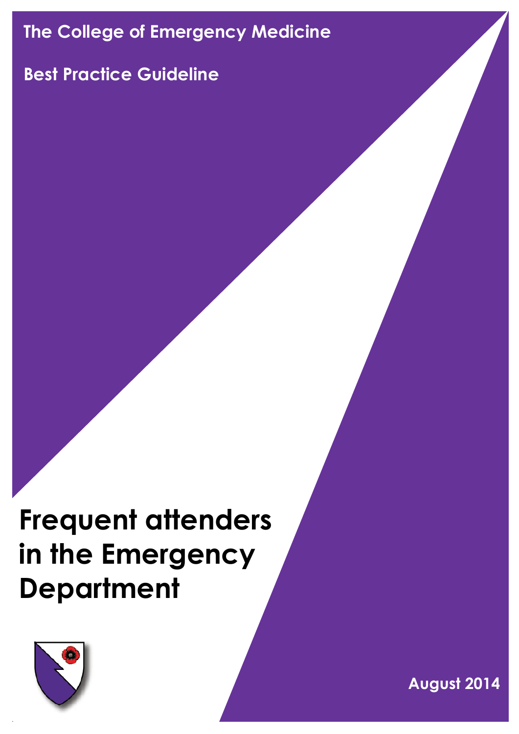The College of Emergency Medicine

Best Practice Guideline

# Frequent attenders in the Emergency Department

August 2014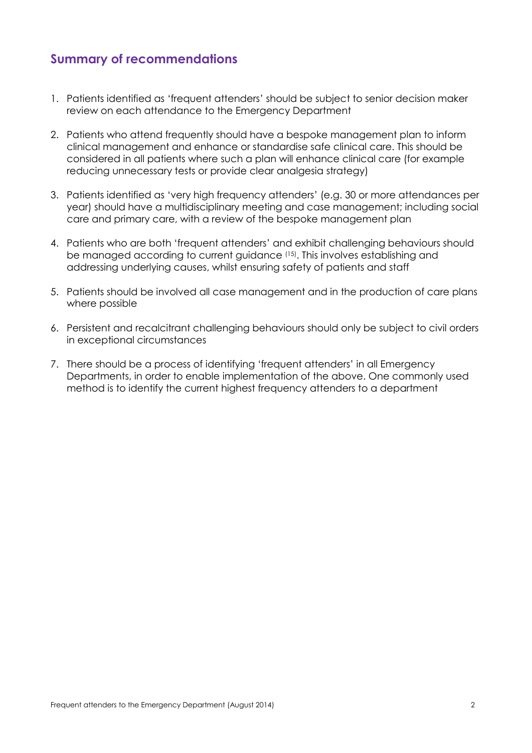## Summary of recommendations

1. Patients identified as 'frequent attenders' should be subject to senior decision maker review on each attendance to the Emergency Department

2. Patients who attend frequently should have a bespoke management plan to inform clinical management and enhance or standardise safe clinical care. This should be considered in all patients where such a plan will enhance clinical care (for example reducing unnecessary tests or provide clear analgesia strategy)

3. Patients identified as 'very high frequency attenders' (e.g. 30 or more attendances per year) should have a multidisciplinary meeting and case management; including social care and primary care, with a review of the bespoke management plan

4. Patients who are both 'frequent attenders' and exhibit challenging behaviours should be managed according to current guidance [15]. This involves establishing and addressing underlying causes, whilst ensuring safety of patients and staff

5. Patients should be involved all case management and in the production of care plans where possible

6. Persistent and recalcitrant challenging behaviours should only be subject to civil orders in exceptional circumstances

7. There should be a process of identifying 'frequent attenders' in all Emergency Departments, in order to enable implementation of the above. One commonly used method is to identify the current highest frequency attenders to a department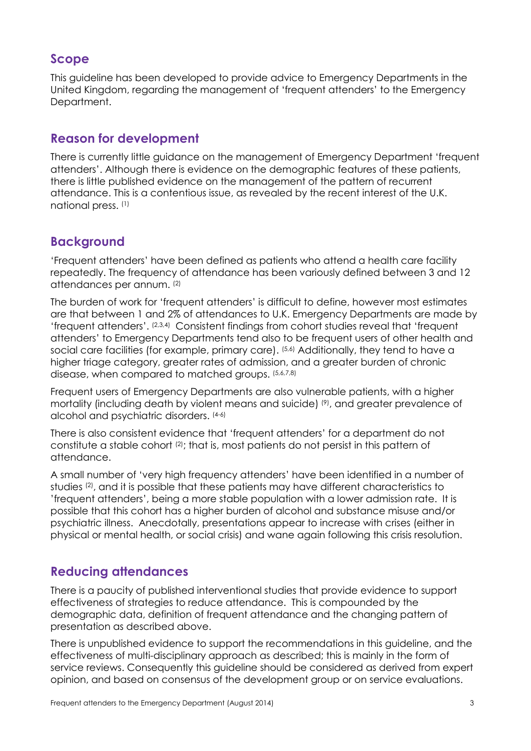## Scope

This guideline has been developed to provide advice to Emergency Departments in the United Kingdom, regarding the management of 'frequent attenders' to the Emergency Department.

## Reason for development

There is currently little guidance on the management of Emergency Department 'frequent attenders'. Although there is evidence on the demographic features of these patients, there is little published evidence on the management of the pattern of recurrent attendance. This is a contentious issue, as revealed by the recent interest of the U.K. national press. [1]

## Background

'Frequent attenders' have been defined as patients who attend a health care facility repeatedly. The frequency of attendance has been variously defined between 3 and 12 attendances per annum. [2]

The burden of work for 'frequent attenders' is difficult to define, however most estimates are that between 1 and 2% of attendances to U.K. Emergency Departments are made by 'frequent attenders'. [2,3,4] Consistent findings from cohort studies reveal that 'frequent attenders' to Emergency Departments tend also to be frequent users of other health and social care facilities (for example, primary care). [5,6] Additionally, they tend to have a higher triage category, greater rates of admission, and a greater burden of chronic disease, when compared to matched groups. [5,6,7,8]

Frequent users of Emergency Departments are also vulnerable patients, with a higher mortality (including death by violent means and suicide) [9], and greater prevalence of alcohol and psychiatric disorders. [4-6]

There is also consistent evidence that 'frequent attenders' for a department do not constitute a stable cohort [2]; that is, most patients do not persist in this pattern of attendance.

A small number of 'very high frequency attenders' have been identified in a number of studies [2], and it is possible that these patients may have different characteristics to 'frequent attenders', being a more stable population with a lower admission rate. It is possible that this cohort has a higher burden of alcohol and substance misuse and/or psychiatric illness. Anecdotally, presentations appear to increase with crises (either in physical or mental health, or social crisis) and wane again following this crisis resolution.

## Reducing attendances

There is a paucity of published interventional studies that provide evidence to support effectiveness of strategies to reduce attendance. This is compounded by the demographic data, definition of frequent attendance and the changing pattern of presentation as described above.

There is unpublished evidence to support the recommendations in this guideline, and the effectiveness of multi-disciplinary approach as described; this is mainly in the form of service reviews. Consequently this guideline should be considered as derived from expert opinion, and based on consensus of the development group or on service evaluations.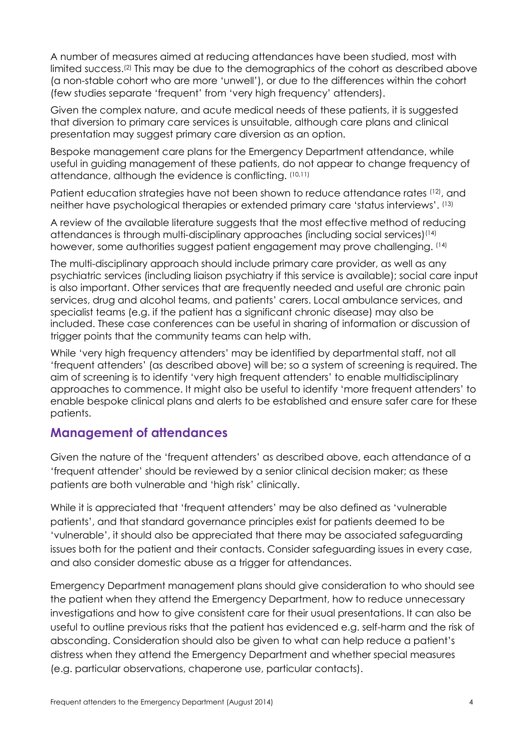A number of measures aimed at reducing attendances have been studied, most with limited success.[2] This may be due to the demographics of the cohort as described above (a non-stable cohort who are more 'unwell'), or due to the differences within the cohort (few studies separate 'frequent' from 'very high frequency' attenders).

Given the complex nature, and acute medical needs of these patients, it is suggested that diversion to primary care services is unsuitable, although care plans and clinical presentation may suggest primary care diversion as an option.

Bespoke management care plans for the Emergency Department attendance, while useful in guiding management of these patients, do not appear to change frequency of attendance, although the evidence is conflicting. [10,11]

Patient education strategies have not been shown to reduce attendance rates [12], and neither have psychological therapies or extended primary care 'status interviews'. [13]

A review of the available literature suggests that the most effective method of reducing attendances is through multi-disciplinary approaches (including social services)[14] however, some authorities suggest patient engagement may prove challenging. [14]

The multi-disciplinary approach should include primary care provider, as well as any psychiatric services (including liaison psychiatry if this service is available); social care input is also important. Other services that are frequently needed and useful are chronic pain services, drug and alcohol teams, and patients' carers. Local ambulance services, and specialist teams (e.g. if the patient has a significant chronic disease) may also be included. These case conferences can be useful in sharing of information or discussion of trigger points that the community teams can help with.

While 'very high frequency attenders' may be identified by departmental staff, not all 'frequent attenders' (as described above) will be; so a system of screening is required. The aim of screening is to identify 'very high frequent attenders' to enable multidisciplinary approaches to commence. It might also be useful to identify 'more frequent attenders' to enable bespoke clinical plans and alerts to be established and ensure safer care for these patients.

## Management of attendances

Given the nature of the 'frequent attenders' as described above, each attendance of a 'frequent attender' should be reviewed by a senior clinical decision maker; as these patients are both vulnerable and 'high risk' clinically.

While it is appreciated that 'frequent attenders' may be also defined as 'vulnerable patients', and that standard governance principles exist for patients deemed to be 'vulnerable', it should also be appreciated that there may be associated safeguarding issues both for the patient and their contacts. Consider safeguarding issues in every case, and also consider domestic abuse as a trigger for attendances.

Emergency Department management plans should give consideration to who should see the patient when they attend the Emergency Department, how to reduce unnecessary investigations and how to give consistent care for their usual presentations. It can also be useful to outline previous risks that the patient has evidenced e.g. self-harm and the risk of absconding. Consideration should also be given to what can help reduce a patient's distress when they attend the Emergency Department and whether special measures (e.g. particular observations, chaperone use, particular contacts).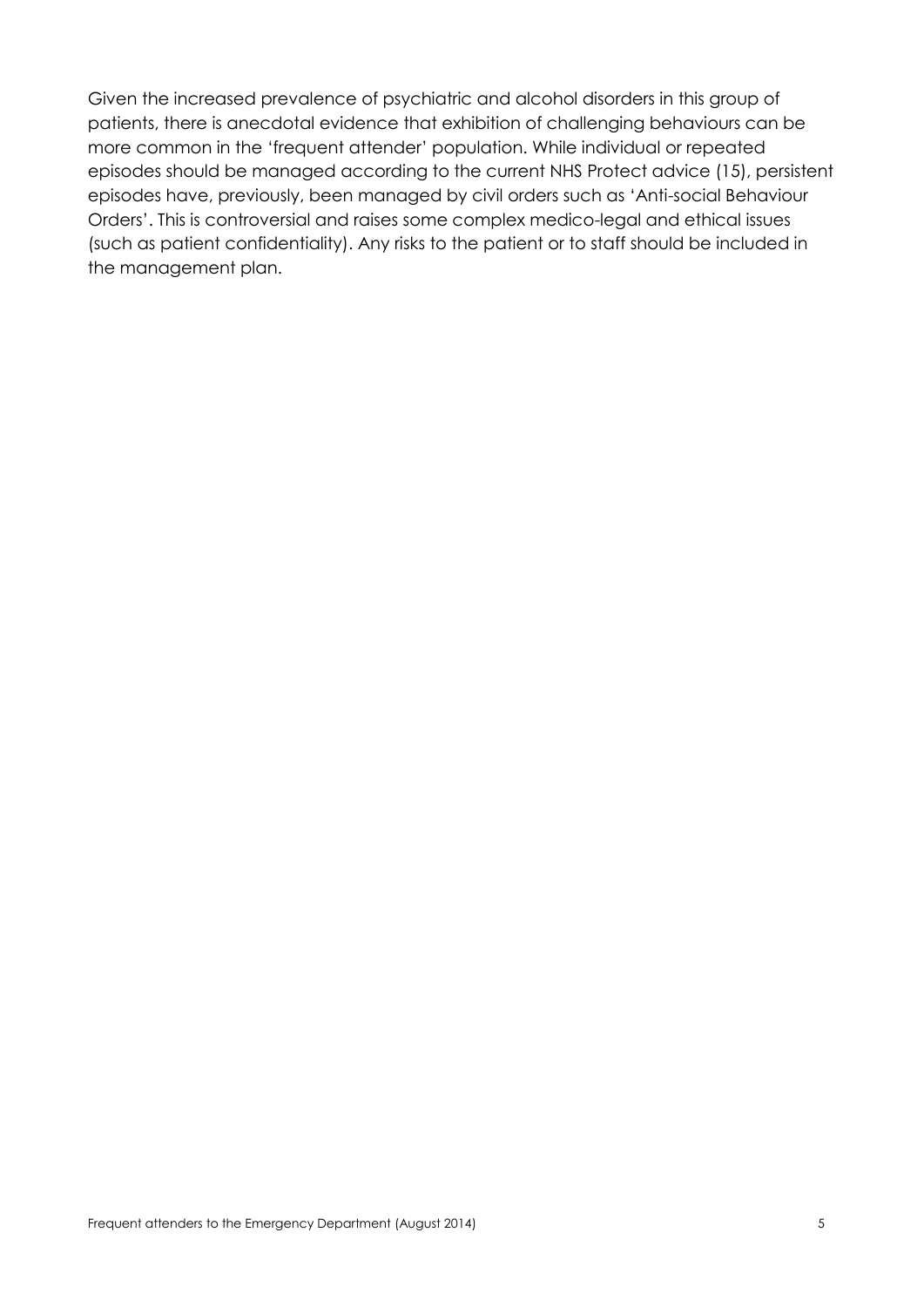Given the increased prevalence of psychiatric and alcohol disorders in this group of patients, there is anecdotal evidence that exhibition of challenging behaviours can be more common in the 'frequent attender' population. While individual or repeated episodes should be managed according to the current NHS Protect advice (15), persistent episodes have, previously, been managed by civil orders such as 'Anti-social Behaviour Orders'. This is controversial and raises some complex medico-legal and ethical issues (such as patient confidentiality). Any risks to the patient or to staff should be included in the management plan.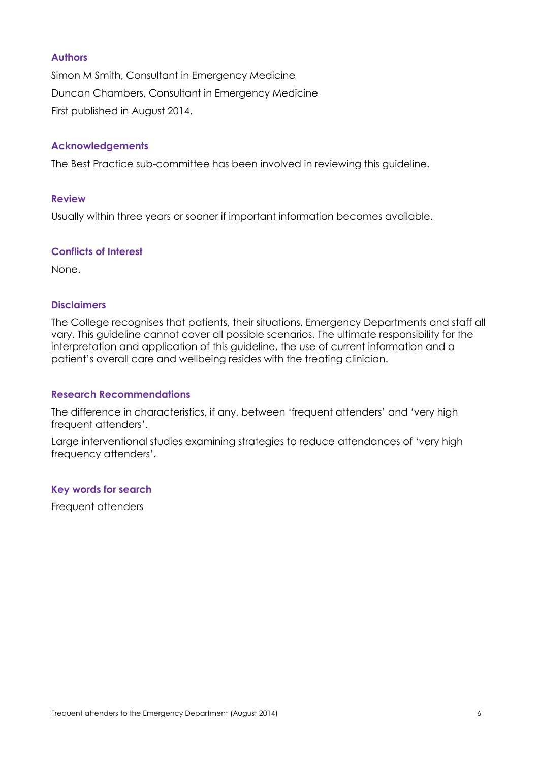### Authors

Simon M Smith, Consultant in Emergency Medicine

Duncan Chambers, Consultant in Emergency Medicine

First published in August 2014.

### Acknowledgements

The Best Practice sub-committee has been involved in reviewing this guideline.

### Review

Usually within three years or sooner if important information becomes available.

### Conflicts of Interest

None.

### Disclaimers

The College recognises that patients, their situations, Emergency Departments and staff all vary. This guideline cannot cover all possible scenarios. The ultimate responsibility for the interpretation and application of this guideline, the use of current information and a patient's overall care and wellbeing resides with the treating clinician.

### Research Recommendations

The difference in characteristics, if any, between 'frequent attenders' and 'very high frequent attenders'.

Large interventional studies examining strategies to reduce attendances of 'very high frequency attenders'.

### Key words for search

Frequent attenders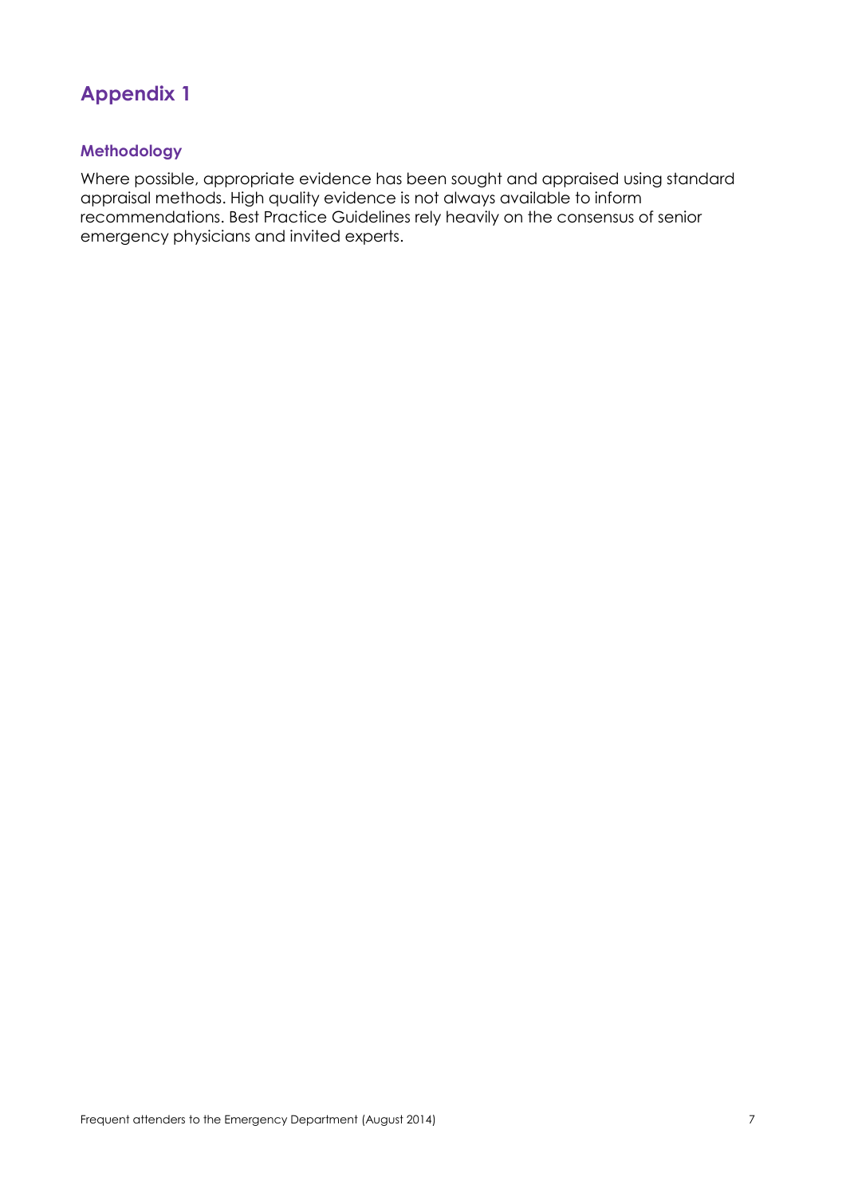# Appendix 1

## Methodology

Where possible, appropriate evidence has been sought and appraised using standard appraisal methods. High quality evidence is not always available to inform recommendations. Best Practice Guidelines rely heavily on the consensus of senior emergency physicians and invited experts.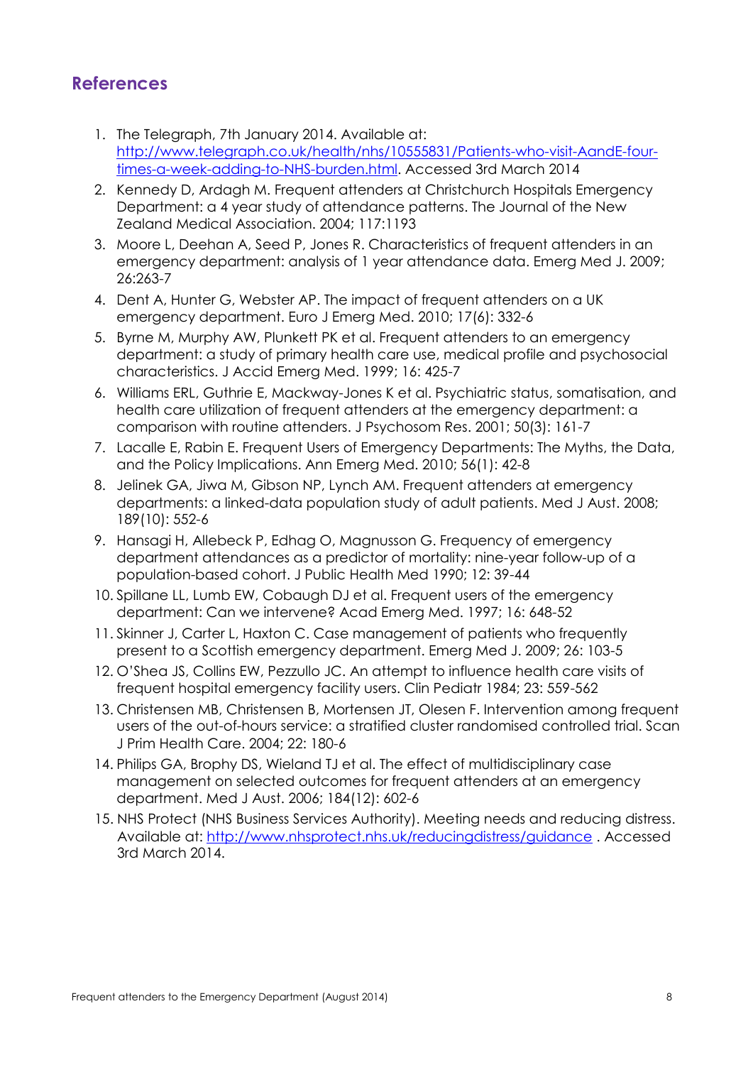## References

1. The Telegraph, 7th January 2014. Available at: [http://www.telegraph.co.uk/health/nhs/10555831/Patients-who-visit-AandE-four-times-a-week-adding-to-NHS-burden.html](http://www.telegraph.co.uk/health/nhs/10555831/Patients-who-visit-AandE-four-times-a-week-adding-to-NHS-burden.html). Accessed 3rd March 2014
2. Kennedy D, Ardagh M. Frequent attenders at Christchurch Hospitals Emergency Department: a 4 year study of attendance patterns. The Journal of the New Zealand Medical Association. 2004; 117:1193
3. Moore L, Deehan A, Seed P, Jones R. Characteristics of frequent attenders in an emergency department: analysis of 1 year attendance data. Emerg Med J. 2009; 26:263-7
4. Dent A, Hunter G, Webster AP. The impact of frequent attenders on a UK emergency department. Euro J Emerg Med. 2010; 17(6): 332-6
5. Byrne M, Murphy AW, Plunkett PK et al. Frequent attenders to an emergency department: a study of primary health care use, medical profile and psychosocial characteristics. J Accid Emerg Med. 1999; 16: 425-7
6. Williams ERL, Guthrie E, Mackway-Jones K et al. Psychiatric status, somatisation, and health care utilization of frequent attenders at the emergency department: a comparison with routine attenders. J Psychosom Res. 2001; 50(3): 161-7
7. Lacalle E, Rabin E. Frequent Users of Emergency Departments: The Myths, the Data, and the Policy Implications. Ann Emerg Med. 2010; 56(1): 42-8
8. Jelinek GA, Jiwa M, Gibson NP, Lynch AM. Frequent attenders at emergency departments: a linked-data population study of adult patients. Med J Aust. 2008; 189(10): 552-6
9. Hansagi H, Allebeck P, Edhag O, Magnusson G. Frequency of emergency department attendances as a predictor of mortality: nine-year follow-up of a population-based cohort. J Public Health Med 1990; 12: 39-44
10. Spillane LL, Lumb EW, Cobaugh DJ et al. Frequent users of the emergency department: Can we intervene? Acad Emerg Med. 1997; 16: 648-52
11. Skinner J, Carter L, Haxton C. Case management of patients who frequently present to a Scottish emergency department. Emerg Med J. 2009; 26: 103-5
12. O'Shea JS, Collins EW, Pezzullo JC. An attempt to influence health care visits of frequent hospital emergency facility users. Clin Pediatr 1984; 23: 559-562
13. Christensen MB, Christensen B, Mortensen JT, Olesen F. Intervention among frequent users of the out-of-hours service: a stratified cluster randomised controlled trial. Scan J Prim Health Care. 2004; 22: 180-6
14. Philips GA, Brophy DS, Wieland TJ et al. The effect of multidisciplinary case management on selected outcomes for frequent attenders at an emergency department. Med J Aust. 2006; 184(12): 602-6
15. NHS Protect (NHS Business Services Authority). Meeting needs and reducing distress. Available at: [http://www.nhsprotect.nhs.uk/reducingdistress/guidance](http://www.nhsprotect.nhs.uk/reducingdistress/guidance) . Accessed 3rd March 2014.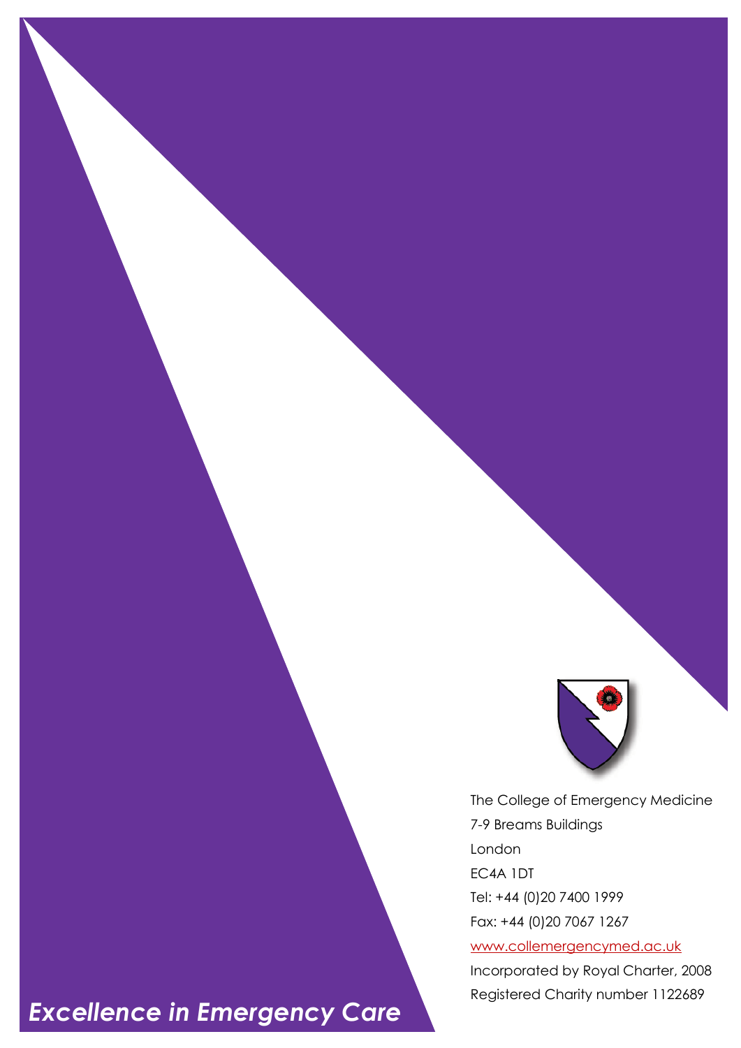The College of Emergency Medicine
7-9 Breams Buildings
London
EC4A 1DT
Tel: +44 (0)20 7400 1999
Fax: +44 (0)20 7067 1267
[www.collemergencymed.ac.uk](http://www.collemergencymed.ac.uk)
Incorporated by Royal Charter, 2008
Registered Charity number 1122689

***Excellence in Emergency Care***